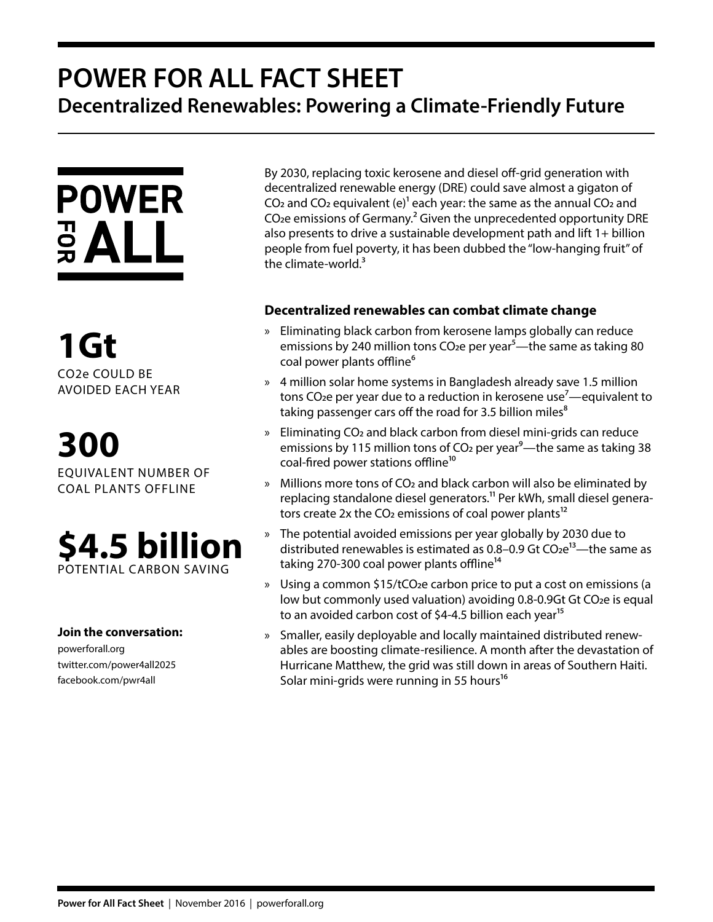# POWER FOR ALL FACT SHEET

## Decentralized Renewables: Powering a Climate-Friendly Future

POWER FOR ALL

**1Gt**
CO2e COULD BE AVOIDED EACH YEAR

**300**
EQUIVALENT NUMBER OF COAL PLANTS OFFLINE

**$4.5 billion**
POTENTIAL CARBON SAVING

**Join the conversation:**
powerforall.org
twitter.com/power4all2025
facebook.com/pwr4all

By 2030, replacing toxic kerosene and diesel off-grid generation with decentralized renewable energy (DRE) could save almost a gigaton of $CO_2$ and $CO_2$ equivalent (e)[1] each year: the same as the annual $CO_2$ and $CO_2$e emissions of Germany.[2] Given the unprecedented opportunity DRE also presents to drive a sustainable development path and lift 1+ billion people from fuel poverty, it has been dubbed the "low-hanging fruit" of the climate-world.[3]

### Decentralized renewables can combat climate change

» Eliminating black carbon from kerosene lamps globally can reduce emissions by 240 million tons $CO_2$e per year[5]—the same as taking 80 coal power plants offline[6]

» 4 million solar home systems in Bangladesh already save 1.5 million tons $CO_2$e per year due to a reduction in kerosene use[7]—equivalent to taking passenger cars off the road for 3.5 billion miles[8]

» Eliminating $CO_2$ and black carbon from diesel mini-grids can reduce emissions by 115 million tons of $CO_2$ per year[9]—the same as taking 38 coal-fired power stations offline[10]

» Millions more tons of $CO_2$ and black carbon will also be eliminated by replacing standalone diesel generators.[11] Per kWh, small diesel generators create 2x the $CO_2$ emissions of coal power plants[12]

» The potential avoided emissions per year globally by 2030 due to distributed renewables is estimated as 0.8–0.9 Gt $CO_2$e[13]—the same as taking 270-300 coal power plants offline[14]

» Using a common $15/t$CO_2$e carbon price to put a cost on emissions (a low but commonly used valuation) avoiding 0.8-0.9Gt Gt $CO_2$e is equal to an avoided carbon cost of $4-4.5 billion each year[15]

» Smaller, easily deployable and locally maintained distributed renewables are boosting climate-resilience. A month after the devastation of Hurricane Matthew, the grid was still down in areas of Southern Haiti. Solar mini-grids were running in 55 hours[16]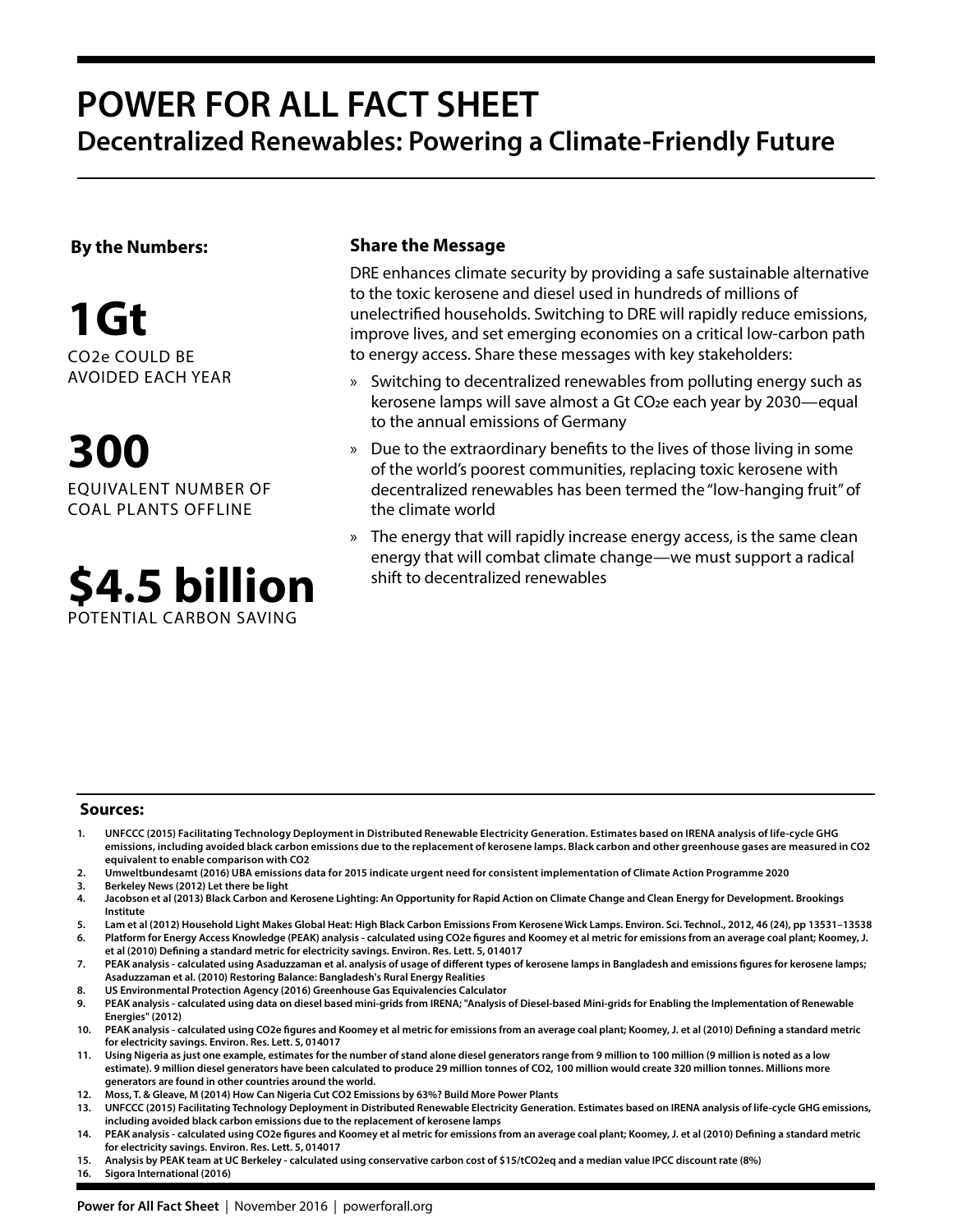# POWER FOR ALL FACT SHEET

## Decentralized Renewables: Powering a Climate-Friendly Future

**By the Numbers:**

**1Gt**
CO2e COULD BE AVOIDED EACH YEAR

**300**
EQUIVALENT NUMBER OF COAL PLANTS OFFLINE

**$4.5 billion**
POTENTIAL CARBON SAVING

### Share the Message

DRE enhances climate security by providing a safe sustainable alternative to the toxic kerosene and diesel used in hundreds of millions of unelectrified households. Switching to DRE will rapidly reduce emissions, improve lives, and set emerging economies on a critical low-carbon path to energy access. Share these messages with key stakeholders:

- Switching to decentralized renewables from polluting energy such as kerosene lamps will save almost a Gt $CO_2e$ each year by 2030—equal to the annual emissions of Germany
- Due to the extraordinary benefits to the lives of those living in some of the world's poorest communities, replacing toxic kerosene with decentralized renewables has been termed the "low-hanging fruit" of the climate world
- The energy that will rapidly increase energy access, is the same clean energy that will combat climate change—we must support a radical shift to decentralized renewables

**Sources:**

1. UNFCCC (2015) Facilitating Technology Deployment in Distributed Renewable Electricity Generation. Estimates based on IRENA analysis of life-cycle GHG emissions, including avoided black carbon emissions due to the replacement of kerosene lamps. Black carbon and other greenhouse gases are measured in CO2 equivalent to enable comparison with CO2
2. Umweltbundesamt (2016) UBA emissions data for 2015 indicate urgent need for consistent implementation of Climate Action Programme 2020
3. Berkeley News (2012) Let there be light
4. Jacobson et al (2013) Black Carbon and Kerosene Lighting: An Opportunity for Rapid Action on Climate Change and Clean Energy for Development. Brookings Institute
5. Lam et al (2012) Household Light Makes Global Heat: High Black Carbon Emissions From Kerosene Wick Lamps. Environ. Sci. Technol., 2012, 46 (24), pp 13531–13538
6. Platform for Energy Access Knowledge (PEAK) analysis - calculated using CO2e figures and Koomey et al metric for emissions from an average coal plant; Koomey, J. et al (2010) Defining a standard metric for electricity savings. Environ. Res. Lett. 5, 014017
7. PEAK analysis - calculated using Asaduzzaman et al. analysis of usage of different types of kerosene lamps in Bangladesh and emissions figures for kerosene lamps; Asaduzzaman et al. (2010) Restoring Balance: Bangladesh's Rural Energy Realities
8. US Environmental Protection Agency (2016) Greenhouse Gas Equivalencies Calculator
9. PEAK analysis - calculated using data on diesel based mini-grids from IRENA; "Analysis of Diesel-based Mini-grids for Enabling the Implementation of Renewable Energies" (2012)
10. PEAK analysis - calculated using CO2e figures and Koomey et al metric for emissions from an average coal plant; Koomey, J. et al (2010) Defining a standard metric for electricity savings. Environ. Res. Lett. 5, 014017
11. Using Nigeria as just one example, estimates for the number of stand alone diesel generators range from 9 million to 100 million (9 million is noted as a low estimate). 9 million diesel generators have been calculated to produce 29 million tonnes of CO2, 100 million would create 320 million tonnes. Millions more generators are found in other countries around the world.
12. Moss, T. & Gleave, M (2014) How Can Nigeria Cut CO2 Emissions by 63%? Build More Power Plants
13. UNFCCC (2015) Facilitating Technology Deployment in Distributed Renewable Electricity Generation. Estimates based on IRENA analysis of life-cycle GHG emissions, including avoided black carbon emissions due to the replacement of kerosene lamps
14. PEAK analysis - calculated using CO2e figures and Koomey et al metric for emissions from an average coal plant; Koomey, J. et al (2010) Defining a standard metric for electricity savings. Environ. Res. Lett. 5, 014017
15. Analysis by PEAK team at UC Berkeley - calculated using conservative carbon cost of $15/tCO2eq and a median value IPCC discount rate (8%)
16. Sigora International (2016)